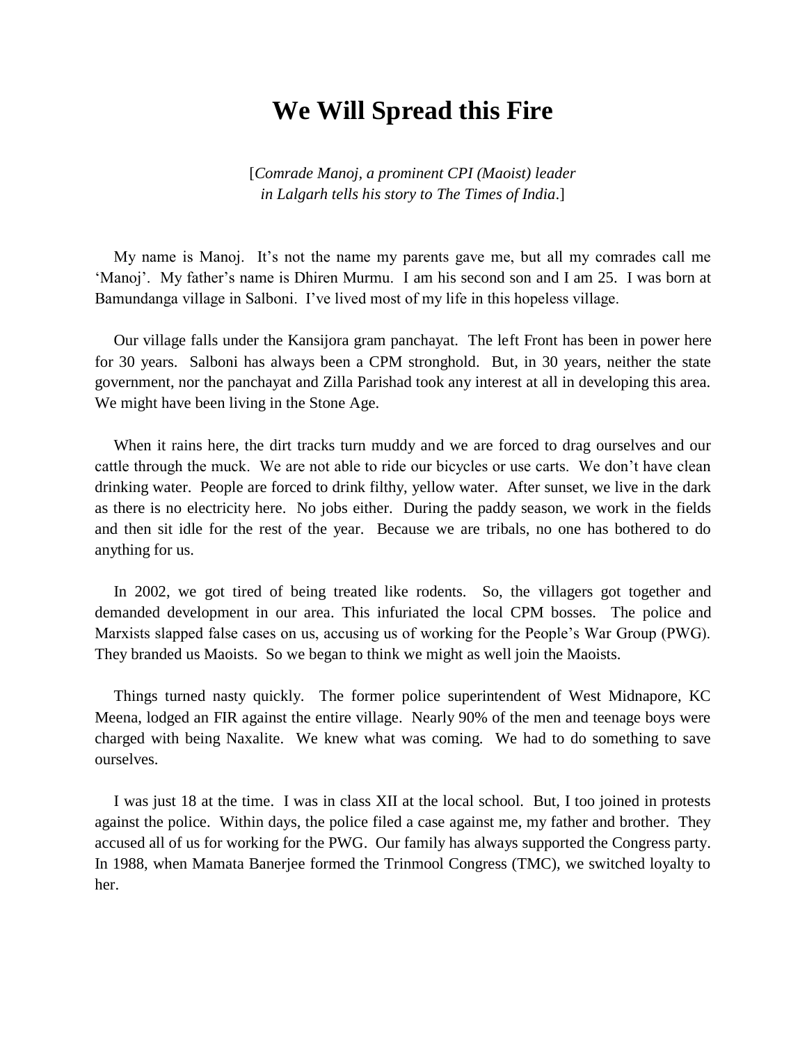# We Will Spread this Fire

[*Comrade Manoj, a prominent CPI (Maoist) leader in Lalgarh tells his story to The Times of India*.]

My name is Manoj. It's not the name my parents gave me, but all my comrades call me 'Manoj'. My father's name is Dhiren Murmu. I am his second son and I am 25. I was born at Bamundanga village in Salboni. I've lived most of my life in this hopeless village.

Our village falls under the Kansijora gram panchayat. The left Front has been in power here for 30 years. Salboni has always been a CPM stronghold. But, in 30 years, neither the state government, nor the panchayat and Zilla Parishad took any interest at all in developing this area. We might have been living in the Stone Age.

When it rains here, the dirt tracks turn muddy and we are forced to drag ourselves and our cattle through the muck. We are not able to ride our bicycles or use carts. We don't have clean drinking water. People are forced to drink filthy, yellow water. After sunset, we live in the dark as there is no electricity here. No jobs either. During the paddy season, we work in the fields and then sit idle for the rest of the year. Because we are tribals, no one has bothered to do anything for us.

In 2002, we got tired of being treated like rodents. So, the villagers got together and demanded development in our area. This infuriated the local CPM bosses. The police and Marxists slapped false cases on us, accusing us of working for the People's War Group (PWG). They branded us Maoists. So we began to think we might as well join the Maoists.

Things turned nasty quickly. The former police superintendent of West Midnapore, KC Meena, lodged an FIR against the entire village. Nearly 90% of the men and teenage boys were charged with being Naxalite. We knew what was coming. We had to do something to save ourselves.

I was just 18 at the time. I was in class XII at the local school. But, I too joined in protests against the police. Within days, the police filed a case against me, my father and brother. They accused all of us for working for the PWG. Our family has always supported the Congress party. In 1988, when Mamata Banerjee formed the Trinmool Congress (TMC), we switched loyalty to her.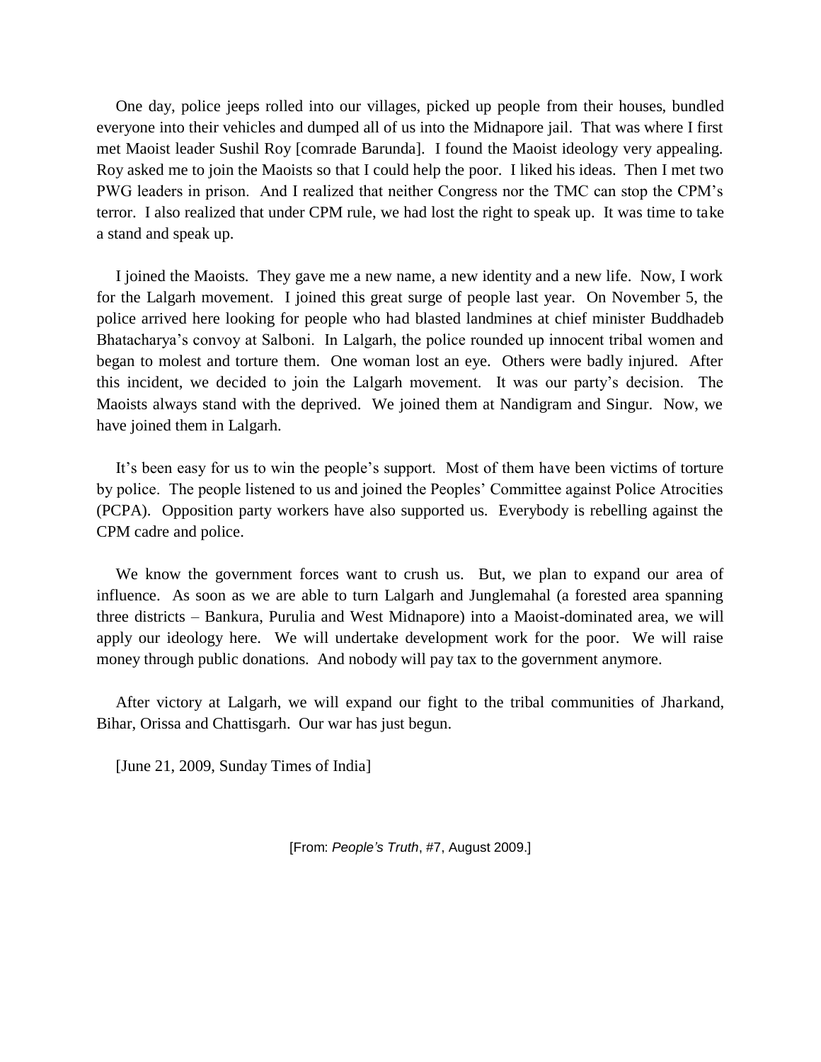One day, police jeeps rolled into our villages, picked up people from their houses, bundled everyone into their vehicles and dumped all of us into the Midnapore jail. That was where I first met Maoist leader Sushil Roy [comrade Barunda]. I found the Maoist ideology very appealing. Roy asked me to join the Maoists so that I could help the poor. I liked his ideas. Then I met two PWG leaders in prison. And I realized that neither Congress nor the TMC can stop the CPM's terror. I also realized that under CPM rule, we had lost the right to speak up. It was time to take a stand and speak up.

I joined the Maoists. They gave me a new name, a new identity and a new life. Now, I work for the Lalgarh movement. I joined this great surge of people last year. On November 5, the police arrived here looking for people who had blasted landmines at chief minister Buddhadeb Bhatacharya's convoy at Salboni. In Lalgarh, the police rounded up innocent tribal women and began to molest and torture them. One woman lost an eye. Others were badly injured. After this incident, we decided to join the Lalgarh movement. It was our party's decision. The Maoists always stand with the deprived. We joined them at Nandigram and Singur. Now, we have joined them in Lalgarh.

It's been easy for us to win the people's support. Most of them have been victims of torture by police. The people listened to us and joined the Peoples' Committee against Police Atrocities (PCPA). Opposition party workers have also supported us. Everybody is rebelling against the CPM cadre and police.

We know the government forces want to crush us. But, we plan to expand our area of influence. As soon as we are able to turn Lalgarh and Junglemahal (a forested area spanning three districts – Bankura, Purulia and West Midnapore) into a Maoist-dominated area, we will apply our ideology here. We will undertake development work for the poor. We will raise money through public donations. And nobody will pay tax to the government anymore.

After victory at Lalgarh, we will expand our fight to the tribal communities of Jharkand, Bihar, Orissa and Chattisgarh. Our war has just begun.

[June 21, 2009, Sunday Times of India]

[From: *People's Truth*, #7, August 2009.]